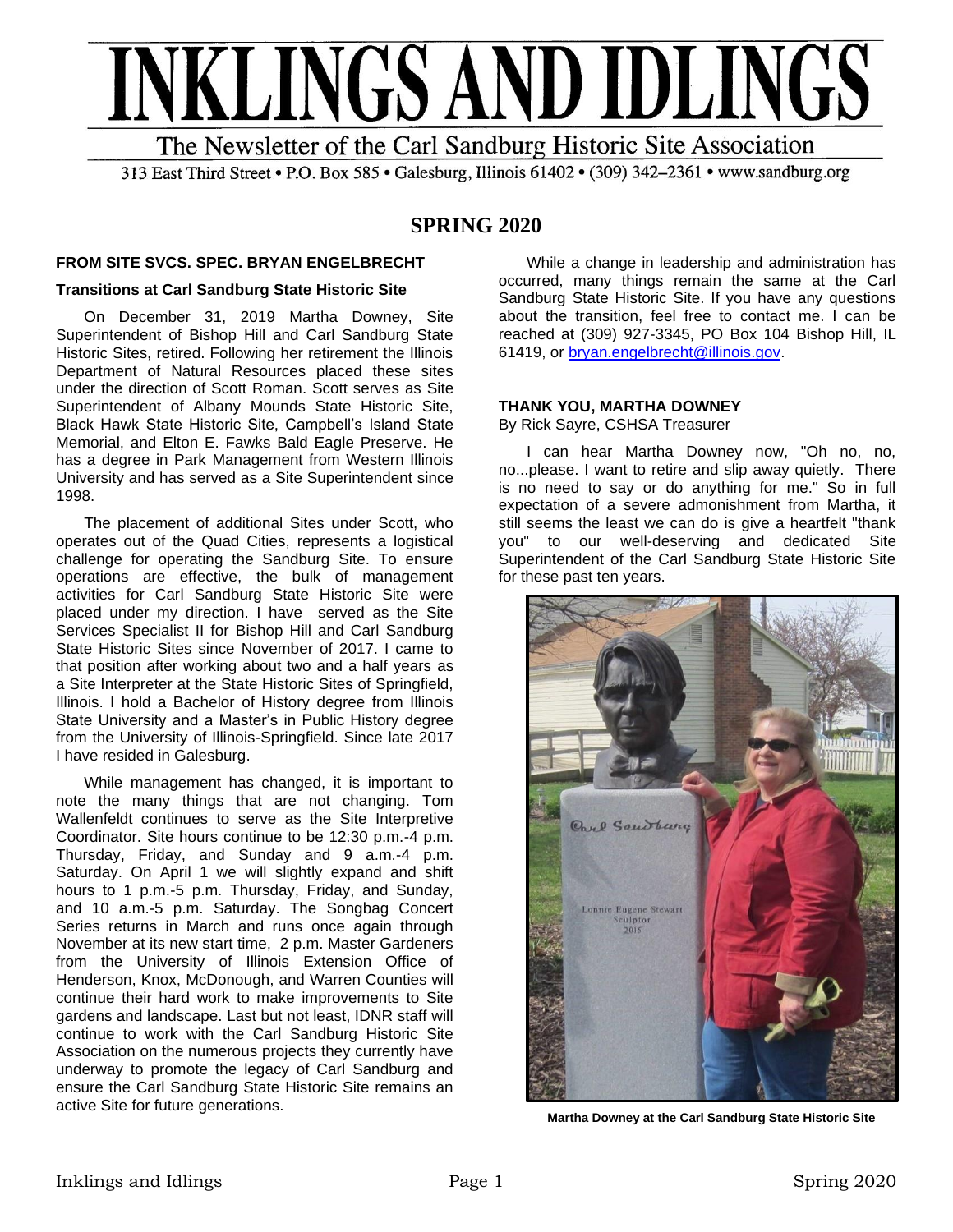# INKLINGS AND IDLINGS

The Newsletter of the Carl Sandburg Historic Site Association

313 East Third Street • P.O. Box 585 • Galesburg, Illinois 61402 • (309) 342–2361 • www.sandburg.org

## SPRING 2020

### FROM SITE SVCS. SPEC. BRYAN ENGELBRECHT

**Transitions at Carl Sandburg State Historic Site**

On December 31, 2019 Martha Downey, Site Superintendent of Bishop Hill and Carl Sandburg State Historic Sites, retired. Following her retirement the Illinois Department of Natural Resources placed these sites under the direction of Scott Roman. Scott serves as Site Superintendent of Albany Mounds State Historic Site, Black Hawk State Historic Site, Campbell's Island State Memorial, and Elton E. Fawks Bald Eagle Preserve. He has a degree in Park Management from Western Illinois University and has served as a Site Superintendent since 1998.

The placement of additional Sites under Scott, who operates out of the Quad Cities, represents a logistical challenge for operating the Sandburg Site. To ensure operations are effective, the bulk of management activities for Carl Sandburg State Historic Site were placed under my direction. I have served as the Site Services Specialist II for Bishop Hill and Carl Sandburg State Historic Sites since November of 2017. I came to that position after working about two and a half years as a Site Interpreter at the State Historic Sites of Springfield, Illinois. I hold a Bachelor of History degree from Illinois State University and a Master's in Public History degree from the University of Illinois-Springfield. Since late 2017 I have resided in Galesburg.

While management has changed, it is important to note the many things that are not changing. Tom Wallenfeldt continues to serve as the Site Interpretive Coordinator. Site hours continue to be 12:30 p.m.-4 p.m. Thursday, Friday, and Sunday and 9 a.m.-4 p.m. Saturday. On April 1 we will slightly expand and shift hours to 1 p.m.-5 p.m. Thursday, Friday, and Sunday, and 10 a.m.-5 p.m. Saturday. The Songbag Concert Series returns in March and runs once again through November at its new start time, 2 p.m. Master Gardeners from the University of Illinois Extension Office of Henderson, Knox, McDonough, and Warren Counties will continue their hard work to make improvements to Site gardens and landscape. Last but not least, IDNR staff will continue to work with the Carl Sandburg Historic Site Association on the numerous projects they currently have underway to promote the legacy of Carl Sandburg and ensure the Carl Sandburg State Historic Site remains an active Site for future generations.

While a change in leadership and administration has occurred, many things remain the same at the Carl Sandburg State Historic Site. If you have any questions about the transition, feel free to contact me. I can be reached at (309) 927-3345, PO Box 104 Bishop Hill, IL 61419, or bryan.engelbrecht@illinois.gov.

### THANK YOU, MARTHA DOWNEY

By Rick Sayre, CSHSA Treasurer

I can hear Martha Downey now, "Oh no, no, no...please. I want to retire and slip away quietly. There is no need to say or do anything for me." So in full expectation of a severe admonishment from Martha, it still seems the least we can do is give a heartfelt "thank you" to our well-deserving and dedicated Site Superintendent of the Carl Sandburg State Historic Site for these past ten years.

**Martha Downey at the Carl Sandburg State Historic Site**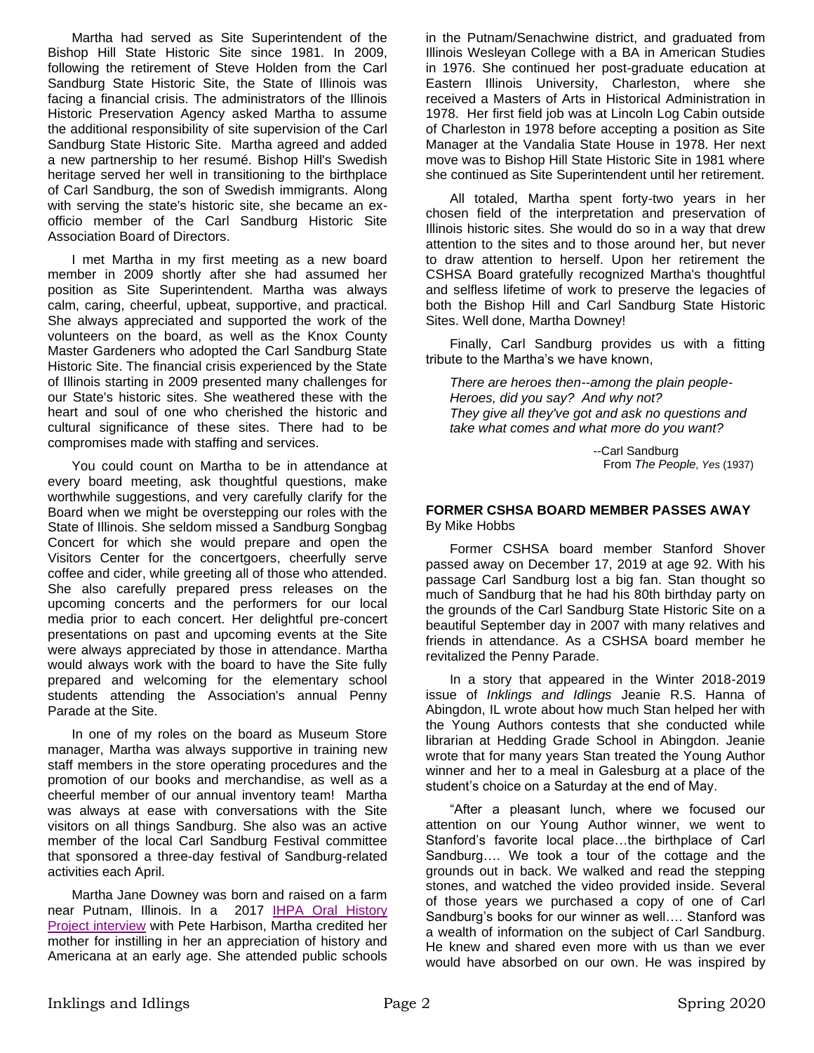Martha had served as Site Superintendent of the Bishop Hill State Historic Site since 1981. In 2009, following the retirement of Steve Holden from the Carl Sandburg State Historic Site, the State of Illinois was facing a financial crisis. The administrators of the Illinois Historic Preservation Agency asked Martha to assume the additional responsibility of site supervision of the Carl Sandburg State Historic Site. Martha agreed and added a new partnership to her resumé. Bishop Hill's Swedish heritage served her well in transitioning to the birthplace of Carl Sandburg, the son of Swedish immigrants. Along with serving the state's historic site, she became an ex-officio member of the Carl Sandburg Historic Site Association Board of Directors.

I met Martha in my first meeting as a new board member in 2009 shortly after she had assumed her position as Site Superintendent. Martha was always calm, caring, cheerful, upbeat, supportive, and practical. She always appreciated and supported the work of the volunteers on the board, as well as the Knox County Master Gardeners who adopted the Carl Sandburg State Historic Site. The financial crisis experienced by the State of Illinois starting in 2009 presented many challenges for our State's historic sites. She weathered these with the heart and soul of one who cherished the historic and cultural significance of these sites. There had to be compromises made with staffing and services.

You could count on Martha to be in attendance at every board meeting, ask thoughtful questions, make worthwhile suggestions, and very carefully clarify for the Board when we might be overstepping our roles with the State of Illinois. She seldom missed a Sandburg Songbag Concert for which she would prepare and open the Visitors Center for the concertgoers, cheerfully serve coffee and cider, while greeting all of those who attended. She also carefully prepared press releases on the upcoming concerts and the performers for our local media prior to each concert. Her delightful pre-concert presentations on past and upcoming events at the Site were always appreciated by those in attendance. Martha would always work with the board to have the Site fully prepared and welcoming for the elementary school students attending the Association's annual Penny Parade at the Site.

In one of my roles on the board as Museum Store manager, Martha was always supportive in training new staff members in the store operating procedures and the promotion of our books and merchandise, as well as a cheerful member of our annual inventory team! Martha was always at ease with conversations with the Site visitors on all things Sandburg. She also was an active member of the local Carl Sandburg Festival committee that sponsored a three-day festival of Sandburg-related activities each April.

Martha Jane Downey was born and raised on a farm near Putnam, Illinois. In a 2017 IHPA Oral History Project interview with Pete Harbison, Martha credited her mother for instilling in her an appreciation of history and Americana at an early age. She attended public schools in the Putnam/Senachwine district, and graduated from Illinois Wesleyan College with a BA in American Studies in 1976. She continued her post-graduate education at Eastern Illinois University, Charleston, where she received a Masters of Arts in Historical Administration in 1978. Her first field job was at Lincoln Log Cabin outside of Charleston in 1978 before accepting a position as Site Manager at the Vandalia State House in 1978. Her next move was to Bishop Hill State Historic Site in 1981 where she continued as Site Superintendent until her retirement.

All totaled, Martha spent forty-two years in her chosen field of the interpretation and preservation of Illinois historic sites. She would do so in a way that drew attention to the sites and to those around her, but never to draw attention to herself. Upon her retirement the CSHSA Board gratefully recognized Martha's thoughtful and selfless lifetime of work to preserve the legacies of both the Bishop Hill and Carl Sandburg State Historic Sites. Well done, Martha Downey!

Finally, Carl Sandburg provides us with a fitting tribute to the Martha's we have known,

*There are heroes then--among the plain people-*
*Heroes, did you say? And why not?*
*They give all they've got and ask no questions and take what comes and what more do you want?*

--Carl Sandburg
From *The People, Yes* (1937)

### FORMER CSHSA BOARD MEMBER PASSES AWAY

By Mike Hobbs

Former CSHSA board member Stanford Shover passed away on December 17, 2019 at age 92. With his passage Carl Sandburg lost a big fan. Stan thought so much of Sandburg that he had his 80th birthday party on the grounds of the Carl Sandburg State Historic Site on a beautiful September day in 2007 with many relatives and friends in attendance. As a CSHSA board member he revitalized the Penny Parade.

In a story that appeared in the Winter 2018-2019 issue of *Inklings and Idlings* Jeanie R.S. Hanna of Abingdon, IL wrote about how much Stan helped her with the Young Authors contests that she conducted while librarian at Hedding Grade School in Abingdon. Jeanie wrote that for many years Stan treated the Young Author winner and her to a meal in Galesburg at a place of the student's choice on a Saturday at the end of May.

"After a pleasant lunch, where we focused our attention on our Young Author winner, we went to Stanford's favorite local place…the birthplace of Carl Sandburg…. We took a tour of the cottage and the grounds out in back. We walked and read the stepping stones, and watched the video provided inside. Several of those years we purchased a copy of one of Carl Sandburg's books for our winner as well…. Stanford was a wealth of information on the subject of Carl Sandburg. He knew and shared even more with us than we ever would have absorbed on our own. He was inspired by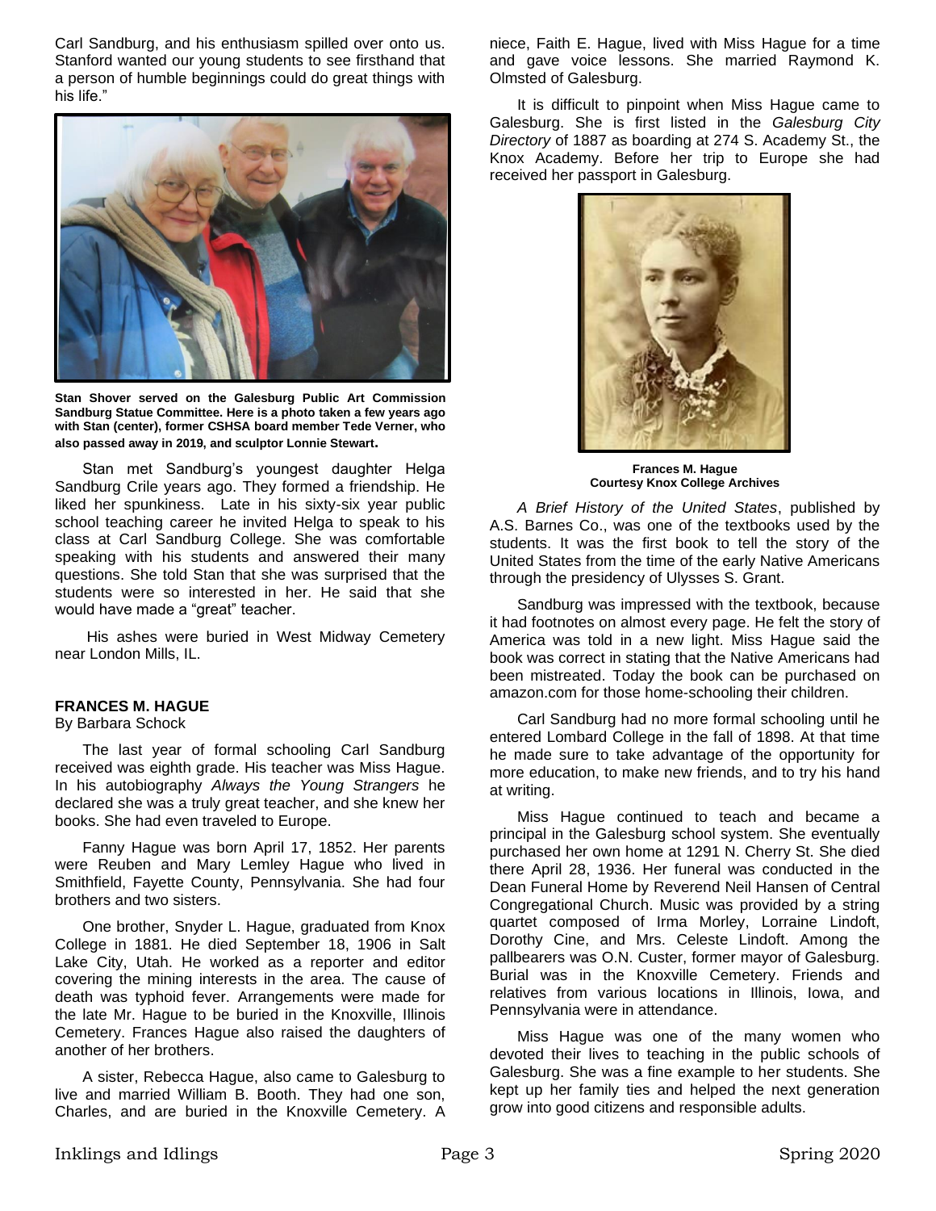Carl Sandburg, and his enthusiasm spilled over onto us. Stanford wanted our young students to see firsthand that a person of humble beginnings could do great things with his life."

**Stan Shover served on the Galesburg Public Art Commission Sandburg Statue Committee. Here is a photo taken a few years ago with Stan (center), former CSHSA board member Tede Verner, who also passed away in 2019, and sculptor Lonnie Stewart.**

Stan met Sandburg's youngest daughter Helga Sandburg Crile years ago. They formed a friendship. He liked her spunkiness. Late in his sixty-six year public school teaching career he invited Helga to speak to his class at Carl Sandburg College. She was comfortable speaking with his students and answered their many questions. She told Stan that she was surprised that the students were so interested in her. He said that she would have made a "great" teacher.

His ashes were buried in West Midway Cemetery near London Mills, IL.

### FRANCES M. HAGUE

By Barbara Schock

The last year of formal schooling Carl Sandburg received was eighth grade. His teacher was Miss Hague. In his autobiography *Always the Young Strangers* he declared she was a truly great teacher, and she knew her books. She had even traveled to Europe.

Fanny Hague was born April 17, 1852. Her parents were Reuben and Mary Lemley Hague who lived in Smithfield, Fayette County, Pennsylvania. She had four brothers and two sisters.

One brother, Snyder L. Hague, graduated from Knox College in 1881. He died September 18, 1906 in Salt Lake City, Utah. He worked as a reporter and editor covering the mining interests in the area. The cause of death was typhoid fever. Arrangements were made for the late Mr. Hague to be buried in the Knoxville, Illinois Cemetery. Frances Hague also raised the daughters of another of her brothers.

A sister, Rebecca Hague, also came to Galesburg to live and married William B. Booth. They had one son, Charles, and are buried in the Knoxville Cemetery. A niece, Faith E. Hague, lived with Miss Hague for a time and gave voice lessons. She married Raymond K. Olmsted of Galesburg.

It is difficult to pinpoint when Miss Hague came to Galesburg. She is first listed in the *Galesburg City Directory* of 1887 as boarding at 274 S. Academy St., the Knox Academy. Before her trip to Europe she had received her passport in Galesburg.

**Frances M. Hague**
**Courtesy Knox College Archives**

*A Brief History of the United States*, published by A.S. Barnes Co., was one of the textbooks used by the students. It was the first book to tell the story of the United States from the time of the early Native Americans through the presidency of Ulysses S. Grant.

Sandburg was impressed with the textbook, because it had footnotes on almost every page. He felt the story of America was told in a new light. Miss Hague said the book was correct in stating that the Native Americans had been mistreated. Today the book can be purchased on amazon.com for those home-schooling their children.

Carl Sandburg had no more formal schooling until he entered Lombard College in the fall of 1898. At that time he made sure to take advantage of the opportunity for more education, to make new friends, and to try his hand at writing.

Miss Hague continued to teach and became a principal in the Galesburg school system. She eventually purchased her own home at 1291 N. Cherry St. She died there April 28, 1936. Her funeral was conducted in the Dean Funeral Home by Reverend Neil Hansen of Central Congregational Church. Music was provided by a string quartet composed of Irma Morley, Lorraine Lindoft, Dorothy Cine, and Mrs. Celeste Lindoft. Among the pallbearers was O.N. Custer, former mayor of Galesburg. Burial was in the Knoxville Cemetery. Friends and relatives from various locations in Illinois, Iowa, and Pennsylvania were in attendance.

Miss Hague was one of the many women who devoted their lives to teaching in the public schools of Galesburg. She was a fine example to her students. She kept up her family ties and helped the next generation grow into good citizens and responsible adults.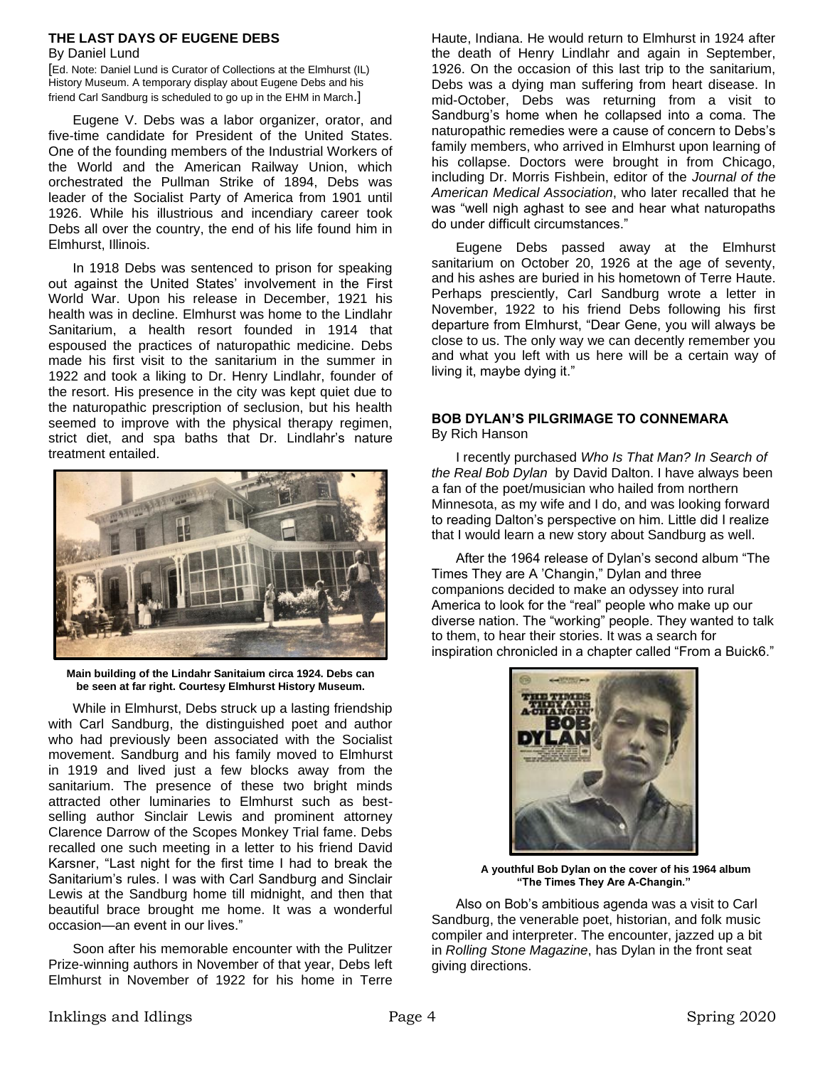## THE LAST DAYS OF EUGENE DEBS

By Daniel Lund

[Ed. Note: Daniel Lund is Curator of Collections at the Elmhurst (IL) History Museum. A temporary display about Eugene Debs and his friend Carl Sandburg is scheduled to go up in the EHM in March.]

Eugene V. Debs was a labor organizer, orator, and five-time candidate for President of the United States. One of the founding members of the Industrial Workers of the World and the American Railway Union, which orchestrated the Pullman Strike of 1894, Debs was leader of the Socialist Party of America from 1901 until 1926. While his illustrious and incendiary career took Debs all over the country, the end of his life found him in Elmhurst, Illinois.

In 1918 Debs was sentenced to prison for speaking out against the United States' involvement in the First World War. Upon his release in December, 1921 his health was in decline. Elmhurst was home to the Lindlahr Sanitarium, a health resort founded in 1914 that espoused the practices of naturopathic medicine. Debs made his first visit to the sanitarium in the summer in 1922 and took a liking to Dr. Henry Lindlahr, founder of the resort. His presence in the city was kept quiet due to the naturopathic prescription of seclusion, but his health seemed to improve with the physical therapy regimen, strict diet, and spa baths that Dr. Lindlahr's nature treatment entailed.

**Main building of the Lindahr Sanitaium circa 1924. Debs can be seen at far right. Courtesy Elmhurst History Museum.**

While in Elmhurst, Debs struck up a lasting friendship with Carl Sandburg, the distinguished poet and author who had previously been associated with the Socialist movement. Sandburg and his family moved to Elmhurst in 1919 and lived just a few blocks away from the sanitarium. The presence of these two bright minds attracted other luminaries to Elmhurst such as best-selling author Sinclair Lewis and prominent attorney Clarence Darrow of the Scopes Monkey Trial fame. Debs recalled one such meeting in a letter to his friend David Karsner, "Last night for the first time I had to break the Sanitarium's rules. I was with Carl Sandburg and Sinclair Lewis at the Sandburg home till midnight, and then that beautiful brace brought me home. It was a wonderful occasion—an event in our lives."

Soon after his memorable encounter with the Pulitzer Prize-winning authors in November of that year, Debs left Elmhurst in November of 1922 for his home in Terre Haute, Indiana. He would return to Elmhurst in 1924 after the death of Henry Lindlahr and again in September, 1926. On the occasion of this last trip to the sanitarium, Debs was a dying man suffering from heart disease. In mid-October, Debs was returning from a visit to Sandburg's home when he collapsed into a coma. The naturopathic remedies were a cause of concern to Debs's family members, who arrived in Elmhurst upon learning of his collapse. Doctors were brought in from Chicago, including Dr. Morris Fishbein, editor of the *Journal of the American Medical Association*, who later recalled that he was "well nigh aghast to see and hear what naturopaths do under difficult circumstances."

Eugene Debs passed away at the Elmhurst sanitarium on October 20, 1926 at the age of seventy, and his ashes are buried in his hometown of Terre Haute. Perhaps presciently, Carl Sandburg wrote a letter in November, 1922 to his friend Debs following his first departure from Elmhurst, "Dear Gene, you will always be close to us. The only way we can decently remember you and what you left with us here will be a certain way of living it, maybe dying it."

## BOB DYLAN'S PILGRIMAGE TO CONNEMARA

By Rich Hanson

I recently purchased *Who Is That Man? In Search of the Real Bob Dylan* by David Dalton. I have always been a fan of the poet/musician who hailed from northern Minnesota, as my wife and I do, and was looking forward to reading Dalton's perspective on him. Little did I realize that I would learn a new story about Sandburg as well.

After the 1964 release of Dylan's second album "The Times They are A 'Changin," Dylan and three companions decided to make an odyssey into rural America to look for the "real" people who make up our diverse nation. The "working" people. They wanted to talk to them, to hear their stories. It was a search for inspiration chronicled in a chapter called "From a Buick6."

**A youthful Bob Dylan on the cover of his 1964 album "The Times They Are A-Changin."**

Also on Bob's ambitious agenda was a visit to Carl Sandburg, the venerable poet, historian, and folk music compiler and interpreter. The encounter, jazzed up a bit in *Rolling Stone Magazine*, has Dylan in the front seat giving directions.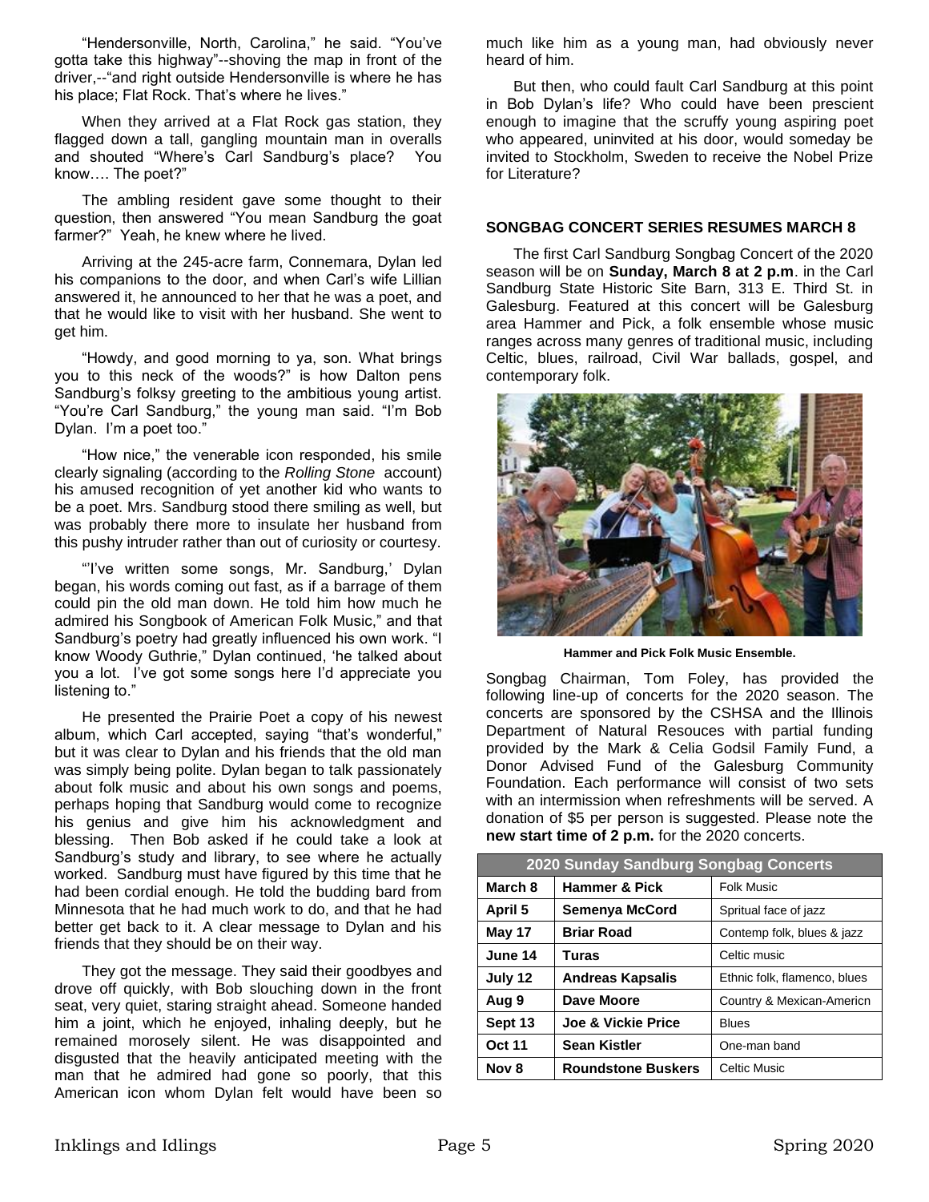"Hendersonville, North, Carolina," he said. "You've gotta take this highway"--shoving the map in front of the driver,--"and right outside Hendersonville is where he has his place; Flat Rock. That's where he lives."

When they arrived at a Flat Rock gas station, they flagged down a tall, gangling mountain man in overalls and shouted "Where's Carl Sandburg's place? You know…. The poet?"

The ambling resident gave some thought to their question, then answered "You mean Sandburg the goat farmer?" Yeah, he knew where he lived.

Arriving at the 245-acre farm, Connemara, Dylan led his companions to the door, and when Carl's wife Lillian answered it, he announced to her that he was a poet, and that he would like to visit with her husband. She went to get him.

"Howdy, and good morning to ya, son. What brings you to this neck of the woods?" is how Dalton pens Sandburg's folksy greeting to the ambitious young artist. "You're Carl Sandburg," the young man said. "I'm Bob Dylan. I'm a poet too."

"How nice," the venerable icon responded, his smile clearly signaling (according to the *Rolling Stone* account) his amused recognition of yet another kid who wants to be a poet. Mrs. Sandburg stood there smiling as well, but was probably there more to insulate her husband from this pushy intruder rather than out of curiosity or courtesy.

"'I've written some songs, Mr. Sandburg,' Dylan began, his words coming out fast, as if a barrage of them could pin the old man down. He told him how much he admired his Songbook of American Folk Music," and that Sandburg's poetry had greatly influenced his own work. "I know Woody Guthrie," Dylan continued, 'he talked about you a lot. I've got some songs here I'd appreciate you listening to."

He presented the Prairie Poet a copy of his newest album, which Carl accepted, saying "that's wonderful," but it was clear to Dylan and his friends that the old man was simply being polite. Dylan began to talk passionately about folk music and about his own songs and poems, perhaps hoping that Sandburg would come to recognize his genius and give him his acknowledgment and blessing. Then Bob asked if he could take a look at Sandburg's study and library, to see where he actually worked. Sandburg must have figured by this time that he had been cordial enough. He told the budding bard from Minnesota that he had much work to do, and that he had better get back to it. A clear message to Dylan and his friends that they should be on their way.

They got the message. They said their goodbyes and drove off quickly, with Bob slouching down in the front seat, very quiet, staring straight ahead. Someone handed him a joint, which he enjoyed, inhaling deeply, but he remained morosely silent. He was disappointed and disgusted that the heavily anticipated meeting with the man that he admired had gone so poorly, that this American icon whom Dylan felt would have been so much like him as a young man, had obviously never heard of him.

But then, who could fault Carl Sandburg at this point in Bob Dylan's life? Who could have been prescient enough to imagine that the scruffy young aspiring poet who appeared, uninvited at his door, would someday be invited to Stockholm, Sweden to receive the Nobel Prize for Literature?

### SONGBAG CONCERT SERIES RESUMES MARCH 8

The first Carl Sandburg Songbag Concert of the 2020 season will be on **Sunday, March 8 at 2 p.m**. in the Carl Sandburg State Historic Site Barn, 313 E. Third St. in Galesburg. Featured at this concert will be Galesburg area Hammer and Pick, a folk ensemble whose music ranges across many genres of traditional music, including Celtic, blues, railroad, Civil War ballads, gospel, and contemporary folk.

**Hammer and Pick Folk Music Ensemble.**

Songbag Chairman, Tom Foley, has provided the following line-up of concerts for the 2020 season. The concerts are sponsored by the CSHSA and the Illinois Department of Natural Resouces with partial funding provided by the Mark & Celia Godsil Family Fund, a Donor Advised Fund of the Galesburg Community Foundation. Each performance will consist of two sets with an intermission when refreshments will be served. A donation of $5 per person is suggested. Please note the **new start time of 2 p.m.** for the 2020 concerts.

| 2020 Sunday Sandburg Songbag Concerts | | |
|---|---|---|
| **March 8** | **Hammer & Pick** | Folk Music |
| **April 5** | **Semenya McCord** | Spritual face of jazz |
| **May 17** | **Briar Road** | Contemp folk, blues & jazz |
| **June 14** | **Turas** | Celtic music |
| **July 12** | **Andreas Kapsalis** | Ethnic folk, flamenco, blues |
| **Aug 9** | **Dave Moore** | Country & Mexican-Americn |
| **Sept 13** | **Joe & Vickie Price** | Blues |
| **Oct 11** | **Sean Kistler** | One-man band |
| **Nov 8** | **Roundstone Buskers** | Celtic Music |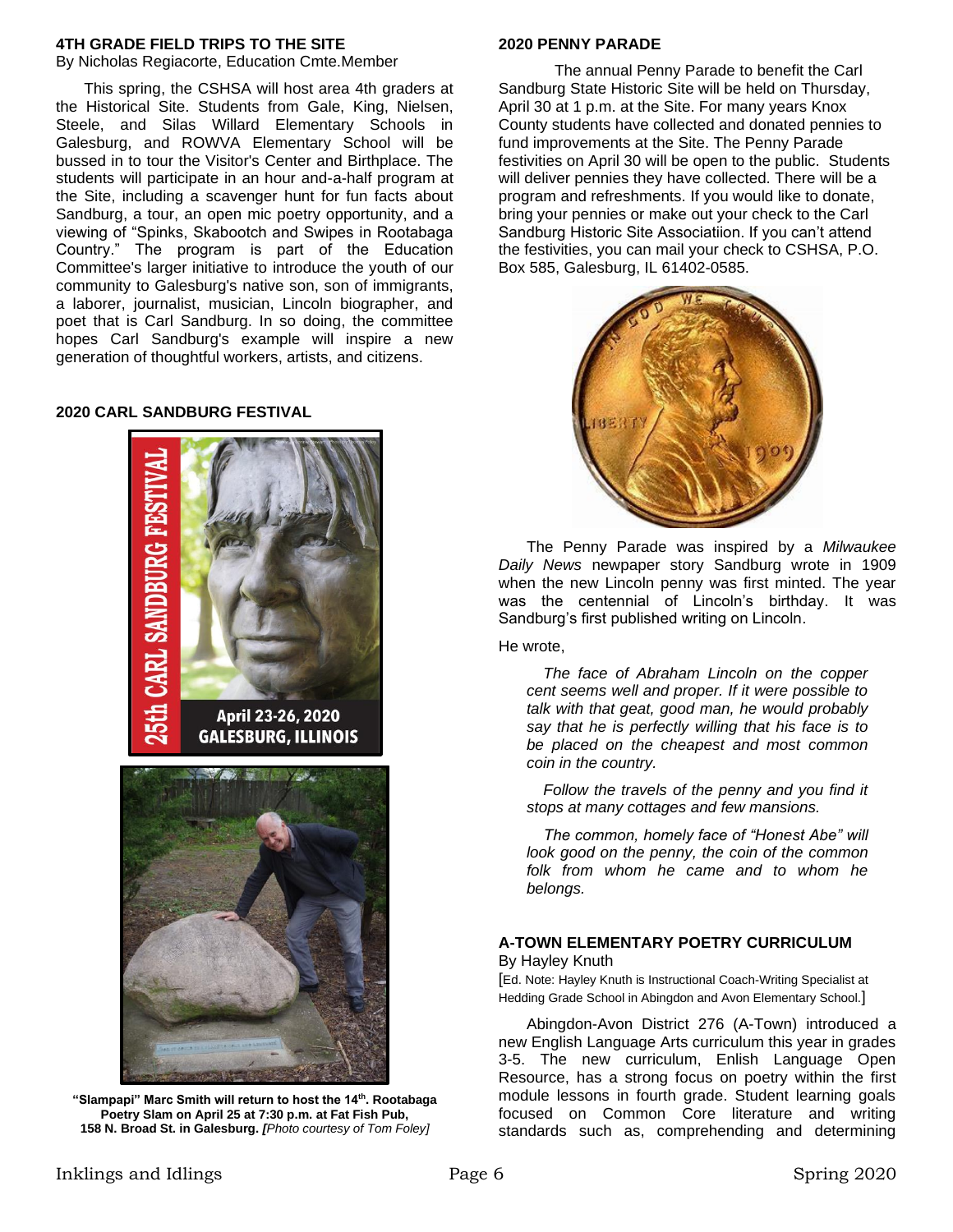## 4TH GRADE FIELD TRIPS TO THE SITE

By Nicholas Regiacorte, Education Cmte.Member

This spring, the CSHSA will host area 4th graders at the Historical Site. Students from Gale, King, Nielsen, Steele, and Silas Willard Elementary Schools in Galesburg, and ROWVA Elementary School will be bussed in to tour the Visitor's Center and Birthplace. The students will participate in an hour and-a-half program at the Site, including a scavenger hunt for fun facts about Sandburg, a tour, an open mic poetry opportunity, and a viewing of "Spinks, Skabootch and Swipes in Rootabaga Country." The program is part of the Education Committee's larger initiative to introduce the youth of our community to Galesburg's native son, son of immigrants, a laborer, journalist, musician, Lincoln biographer, and poet that is Carl Sandburg. In so doing, the committee hopes Carl Sandburg's example will inspire a new generation of thoughtful workers, artists, and citizens.

## 2020 CARL SANDBURG FESTIVAL

25th CARL SANDBURG FESTIVAL

April 23-26, 2020
GALESBURG, ILLINOIS

**"Slampapi" Marc Smith will return to host the 14th. Rootabaga Poetry Slam on April 25 at 7:30 p.m. at Fat Fish Pub, 158 N. Broad St. in Galesburg.** ***[****Photo courtesy of Tom Foley]*

## 2020 PENNY PARADE

The annual Penny Parade to benefit the Carl Sandburg State Historic Site will be held on Thursday, April 30 at 1 p.m. at the Site. For many years Knox County students have collected and donated pennies to fund improvements at the Site. The Penny Parade festivities on April 30 will be open to the public. Students will deliver pennies they have collected. There will be a program and refreshments. If you would like to donate, bring your pennies or make out your check to the Carl Sandburg Historic Site Associatiion. If you can't attend the festivities, you can mail your check to CSHSA, P.O. Box 585, Galesburg, IL 61402-0585.

The Penny Parade was inspired by a *Milwaukee Daily News* newpaper story Sandburg wrote in 1909 when the new Lincoln penny was first minted. The year was the centennial of Lincoln's birthday. It was Sandburg's first published writing on Lincoln.

He wrote,

> *The face of Abraham Lincoln on the copper cent seems well and proper. If it were possible to talk with that geat, good man, he would probably say that he is perfectly willing that his face is to be placed on the cheapest and most common coin in the country.*
>
> *Follow the travels of the penny and you find it stops at many cottages and few mansions.*
>
> *The common, homely face of "Honest Abe" will look good on the penny, the coin of the common folk from whom he came and to whom he belongs.*

## A-TOWN ELEMENTARY POETRY CURRICULUM

By Hayley Knuth

[Ed. Note: Hayley Knuth is Instructional Coach-Writing Specialist at Hedding Grade School in Abingdon and Avon Elementary School.]

Abingdon-Avon District 276 (A-Town) introduced a new English Language Arts curriculum this year in grades 3-5. The new curriculum, Enlish Language Open Resource, has a strong focus on poetry within the first module lessons in fourth grade. Student learning goals focused on Common Core literature and writing standards such as, comprehending and determining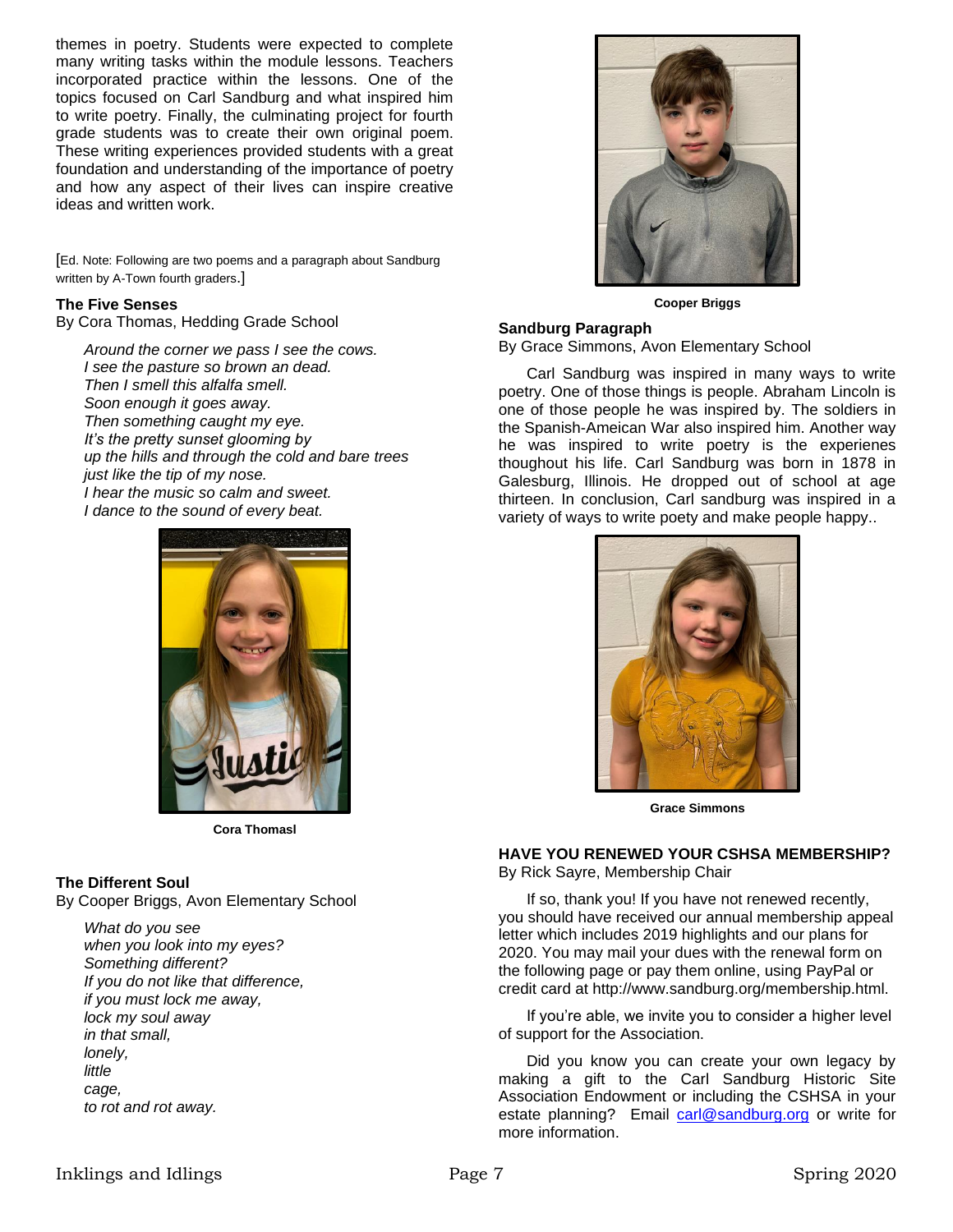themes in poetry. Students were expected to complete many writing tasks within the module lessons. Teachers incorporated practice within the lessons. One of the topics focused on Carl Sandburg and what inspired him to write poetry. Finally, the culminating project for fourth grade students was to create their own original poem. These writing experiences provided students with a great foundation and understanding of the importance of poetry and how any aspect of their lives can inspire creative ideas and written work.

[Ed. Note: Following are two poems and a paragraph about Sandburg written by A-Town fourth graders.]

**The Five Senses**
By Cora Thomas, Hedding Grade School

*Around the corner we pass I see the cows.*
*I see the pasture so brown an dead.*
*Then I smell this alfalfa smell.*
*Soon enough it goes away.*
*Then something caught my eye.*
*It's the pretty sunset glooming by*
*up the hills and through the cold and bare trees*
*just like the tip of my nose.*
*I hear the music so calm and sweet.*
*I dance to the sound of every beat.*

**Cora Thomasl**

**The Different Soul**
By Cooper Briggs, Avon Elementary School

*What do you see*
*when you look into my eyes?*
*Something different?*
*If you do not like that difference,*
*if you must lock me away,*
*lock my soul away*
*in that small,*
*lonely,*
*little*
*cage,*
*to rot and rot away.*

**Cooper Briggs**

**Sandburg Paragraph**
By Grace Simmons, Avon Elementary School

Carl Sandburg was inspired in many ways to write poetry. One of those things is people. Abraham Lincoln is one of those people he was inspired by. The soldiers in the Spanish-Ameican War also inspired him. Another way he was inspired to write poetry is the experienes thoughout his life. Carl Sandburg was born in 1878 in Galesburg, Illinois. He dropped out of school at age thirteen. In conclusion, Carl sandburg was inspired in a variety of ways to write poety and make people happy..

**Grace Simmons**

**HAVE YOU RENEWED YOUR CSHSA MEMBERSHIP?**
By Rick Sayre, Membership Chair

If so, thank you! If you have not renewed recently, you should have received our annual membership appeal letter which includes 2019 highlights and our plans for 2020. You may mail your dues with the renewal form on the following page or pay them online, using PayPal or credit card at http://www.sandburg.org/membership.html.

If you're able, we invite you to consider a higher level of support for the Association.

Did you know you can create your own legacy by making a gift to the Carl Sandburg Historic Site Association Endowment or including the CSHSA in your estate planning? Email carl@sandburg.org or write for more information.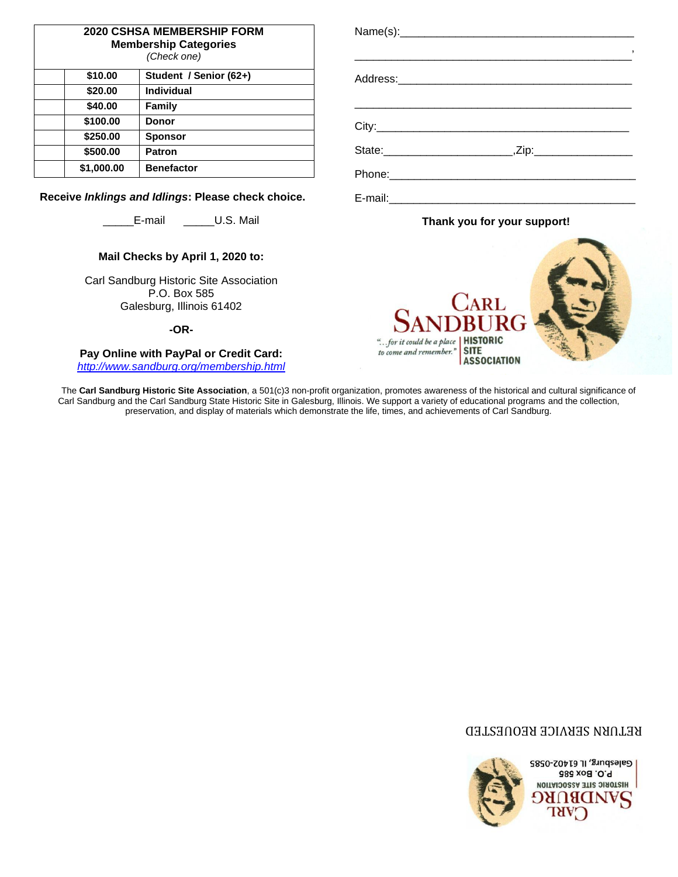| | **2020 CSHSA MEMBERSHIP FORM** **Membership Categories** *(Check one)* | |
|---|---|---|
| | **$10.00** | **Student / Senior (62+)** |
| | **$20.00** | **Individual** |
| | **$40.00** | **Family** |
| | **$100.00** | **Donor** |
| | **$250.00** | **Sponsor** |
| | **$500.00** | **Patron** |
| | **$1,000.00** | **Benefactor** |

**Receive *Inklings and Idlings*: Please check choice.**

_____E-mail _____U.S. Mail

**Mail Checks by April 1, 2020 to:**

Carl Sandburg Historic Site Association
P.O. Box 585
Galesburg, Illinois 61402

**-OR-**

**Pay Online with PayPal or Credit Card:**
http://www.sandburg.org/membership.html

Name(s):_______________________________________
_______________________________________________,

Address:_______________________________________

_______________________________________________

City:__________________________________________

State:____________________,Zip:________________

Phone:_________________________________________

E-mail:________________________________________

**Thank you for your support!**

CARL SANDBURG
"...for it could be a place to come and remember." HISTORIC SITE ASSOCIATION

The **Carl Sandburg Historic Site Association**, a 501(c)3 non-profit organization, promotes awareness of the historical and cultural significance of Carl Sandburg and the Carl Sandburg State Historic Site in Galesburg, Illinois. We support a variety of educational programs and the collection, preservation, and display of materials which demonstrate the life, times, and achievements of Carl Sandburg.

RETURN SERVICE REQUESTED

CARL SANDBURG
HISTORIC SITE ASSOCIATION
P.O. Box 585
Galesburg, IL 61402-0585